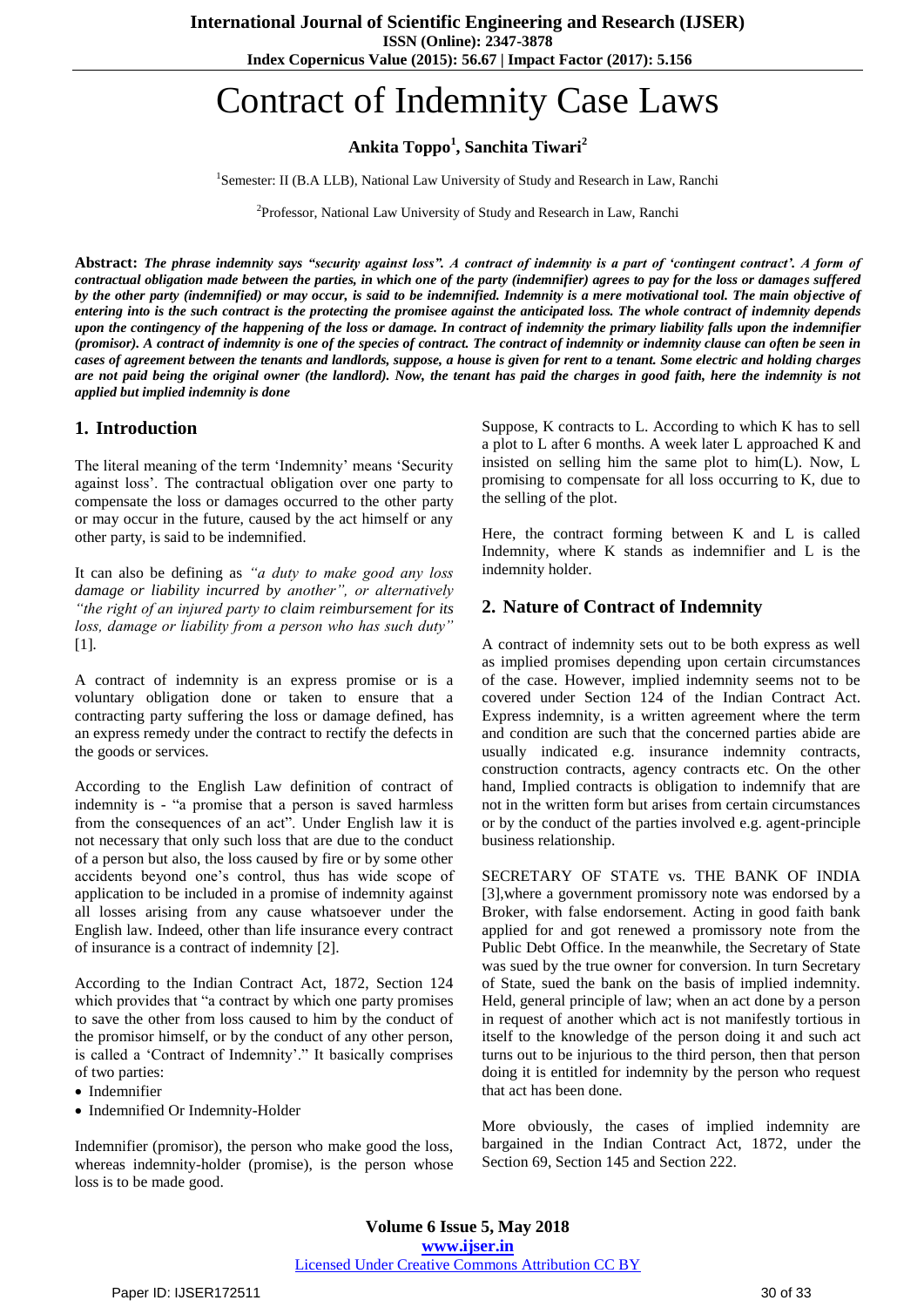# Contract of Indemnity Case Laws

**Ankita Toppo[1], Sanchita Tiwari[2]**

[1]Semester: II (B.A LLB), National Law University of Study and Research in Law, Ranchi

[2]Professor, National Law University of Study and Research in Law, Ranchi

**Abstract:** ***The phrase indemnity says "security against loss". A contract of indemnity is a part of 'contingent contract'. A form of contractual obligation made between the parties, in which one of the party (indemnifier) agrees to pay for the loss or damages suffered by the other party (indemnified) or may occur, is said to be indemnified. Indemnity is a mere motivational tool. The main objective of entering into is the such contract is the protecting the promisee against the anticipated loss. The whole contract of indemnity depends upon the contingency of the happening of the loss or damage. In contract of indemnity the primary liability falls upon the indemnifier (promisor). A contract of indemnity is one of the species of contract. The contract of indemnity or indemnity clause can often be seen in cases of agreement between the tenants and landlords, suppose, a house is given for rent to a tenant. Some electric and holding charges are not paid being the original owner (the landlord). Now, the tenant has paid the charges in good faith, here the indemnity is not applied but implied indemnity is done***

## 1. Introduction

The literal meaning of the term 'Indemnity' means 'Security against loss'. The contractual obligation over one party to compensate the loss or damages occurred to the other party or may occur in the future, caused by the act himself or any other party, is said to be indemnified.

It can also be defining as *"a duty to make good any loss damage or liability incurred by another", or alternatively "the right of an injured party to claim reimbursement for its loss, damage or liability from a person who has such duty"* [1].

A contract of indemnity is an express promise or is a voluntary obligation done or taken to ensure that a contracting party suffering the loss or damage defined, has an express remedy under the contract to rectify the defects in the goods or services.

According to the English Law definition of contract of indemnity is - "a promise that a person is saved harmless from the consequences of an act". Under English law it is not necessary that only such loss that are due to the conduct of a person but also, the loss caused by fire or by some other accidents beyond one's control, thus has wide scope of application to be included in a promise of indemnity against all losses arising from any cause whatsoever under the English law. Indeed, other than life insurance every contract of insurance is a contract of indemnity [2].

According to the Indian Contract Act, 1872, Section 124 which provides that "a contract by which one party promises to save the other from loss caused to him by the conduct of the promisor himself, or by the conduct of any other person, is called a 'Contract of Indemnity'." It basically comprises of two parties:

- Indemnifier
- Indemnified Or Indemnity-Holder

Indemnifier (promisor), the person who make good the loss, whereas indemnity-holder (promise), is the person whose loss is to be made good.

Suppose, K contracts to L. According to which K has to sell a plot to L after 6 months. A week later L approached K and insisted on selling him the same plot to him(L). Now, L promising to compensate for all loss occurring to K, due to the selling of the plot.

Here, the contract forming between K and L is called Indemnity, where K stands as indemnifier and L is the indemnity holder.

## 2. Nature of Contract of Indemnity

A contract of indemnity sets out to be both express as well as implied promises depending upon certain circumstances of the case. However, implied indemnity seems not to be covered under Section 124 of the Indian Contract Act. Express indemnity, is a written agreement where the term and condition are such that the concerned parties abide are usually indicated e.g. insurance indemnity contracts, construction contracts, agency contracts etc. On the other hand, Implied contracts is obligation to indemnify that are not in the written form but arises from certain circumstances or by the conduct of the parties involved e.g. agent-principle business relationship.

SECRETARY OF STATE vs. THE BANK OF INDIA [3],where a government promissory note was endorsed by a Broker, with false endorsement. Acting in good faith bank applied for and got renewed a promissory note from the Public Debt Office. In the meanwhile, the Secretary of State was sued by the true owner for conversion. In turn Secretary of State, sued the bank on the basis of implied indemnity. Held, general principle of law; when an act done by a person in request of another which act is not manifestly tortious in itself to the knowledge of the person doing it and such act turns out to be injurious to the third person, then that person doing it is entitled for indemnity by the person who request that act has been done.

More obviously, the cases of implied indemnity are bargained in the Indian Contract Act, 1872, under the Section 69, Section 145 and Section 222.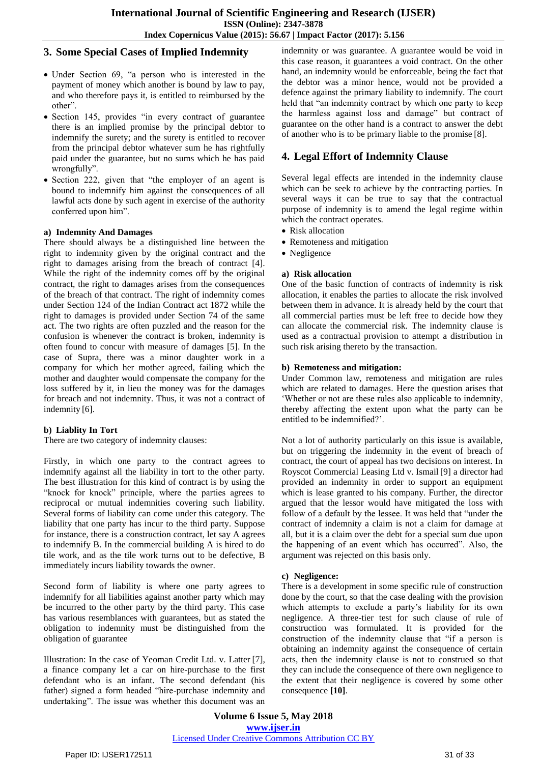## 3. Some Special Cases of Implied Indemnity

- Under Section 69, "a person who is interested in the payment of money which another is bound by law to pay, and who therefore pays it, is entitled to reimbursed by the other".
- Section 145, provides "in every contract of guarantee there is an implied promise by the principal debtor to indemnify the surety; and the surety is entitled to recover from the principal debtor whatever sum he has rightfully paid under the guarantee, but no sums which he has paid wrongfully".
- Section 222, given that "the employer of an agent is bound to indemnify him against the consequences of all lawful acts done by such agent in exercise of the authority conferred upon him".

### a) Indemnity And Damages

There should always be a distinguished line between the right to indemnity given by the original contract and the right to damages arising from the breach of contract [4]. While the right of the indemnity comes off by the original contract, the right to damages arises from the consequences of the breach of that contract. The right of indemnity comes under Section 124 of the Indian Contract act 1872 while the right to damages is provided under Section 74 of the same act. The two rights are often puzzled and the reason for the confusion is whenever the contract is broken, indemnity is often found to concur with measure of damages [5]. In the case of Supra, there was a minor daughter work in a company for which her mother agreed, failing which the mother and daughter would compensate the company for the loss suffered by it, in lieu the money was for the damages for breach and not indemnity. Thus, it was not a contract of indemnity [6].

### b) Liablity In Tort

There are two category of indemnity clauses:

Firstly, in which one party to the contract agrees to indemnify against all the liability in tort to the other party. The best illustration for this kind of contract is by using the "knock for knock" principle, where the parties agrees to reciprocal or mutual indemnities covering such liability. Several forms of liability can come under this category. The liability that one party has incur to the third party. Suppose for instance, there is a construction contract, let say A agrees to indemnify B. In the commercial building A is hired to do tile work, and as the tile work turns out to be defective, B immediately incurs liability towards the owner.

Second form of liability is where one party agrees to indemnify for all liabilities against another party which may be incurred to the other party by the third party. This case has various resemblances with guarantees, but as stated the obligation to indemnity must be distinguished from the obligation of guarantee

Illustration: In the case of Yeoman Credit Ltd. v. Latter [7], a finance company let a car on hire-purchase to the first defendant who is an infant. The second defendant (his father) signed a form headed "hire-purchase indemnity and undertaking". The issue was whether this document was an indemnity or was guarantee. A guarantee would be void in this case reason, it guarantees a void contract. On the other hand, an indemnity would be enforceable, being the fact that the debtor was a minor hence, would not be provided a defence against the primary liability to indemnify. The court held that "an indemnity contract by which one party to keep the harmless against loss and damage" but contract of guarantee on the other hand is a contract to answer the debt of another who is to be primary liable to the promise [8].

## 4. Legal Effort of Indemnity Clause

Several legal effects are intended in the indemnity clause which can be seek to achieve by the contracting parties. In several ways it can be true to say that the contractual purpose of indemnity is to amend the legal regime within which the contract operates.

- Risk allocation
- Remoteness and mitigation
- Negligence

### a) Risk allocation

One of the basic function of contracts of indemnity is risk allocation, it enables the parties to allocate the risk involved between them in advance. It is already held by the court that all commercial parties must be left free to decide how they can allocate the commercial risk. The indemnity clause is used as a contractual provision to attempt a distribution in such risk arising thereto by the transaction.

### b) Remoteness and mitigation:

Under Common law, remoteness and mitigation are rules which are related to damages. Here the question arises that 'Whether or not are these rules also applicable to indemnity, thereby affecting the extent upon what the party can be entitled to be indemnified?'.

Not a lot of authority particularly on this issue is available, but on triggering the indemnity in the event of breach of contract, the court of appeal has two decisions on interest. In Royscot Commercial Leasing Ltd v. Ismail [9] a director had provided an indemnity in order to support an equipment which is lease granted to his company. Further, the director argued that the lessor would have mitigated the loss with follow of a default by the lessee. It was held that "under the contract of indemnity a claim is not a claim for damage at all, but it is a claim over the debt for a special sum due upon the happening of an event which has occurred". Also, the argument was rejected on this basis only.

### c) Negligence:

There is a development in some specific rule of construction done by the court, so that the case dealing with the provision which attempts to exclude a party's liability for its own negligence. A three-tier test for such clause of rule of construction was formulated. It is provided for the construction of the indemnity clause that "if a person is obtaining an indemnity against the consequence of certain acts, then the indemnity clause is not to construed so that they can include the consequence of there own negligence to the extent that their negligence is covered by some other consequence **[10]**.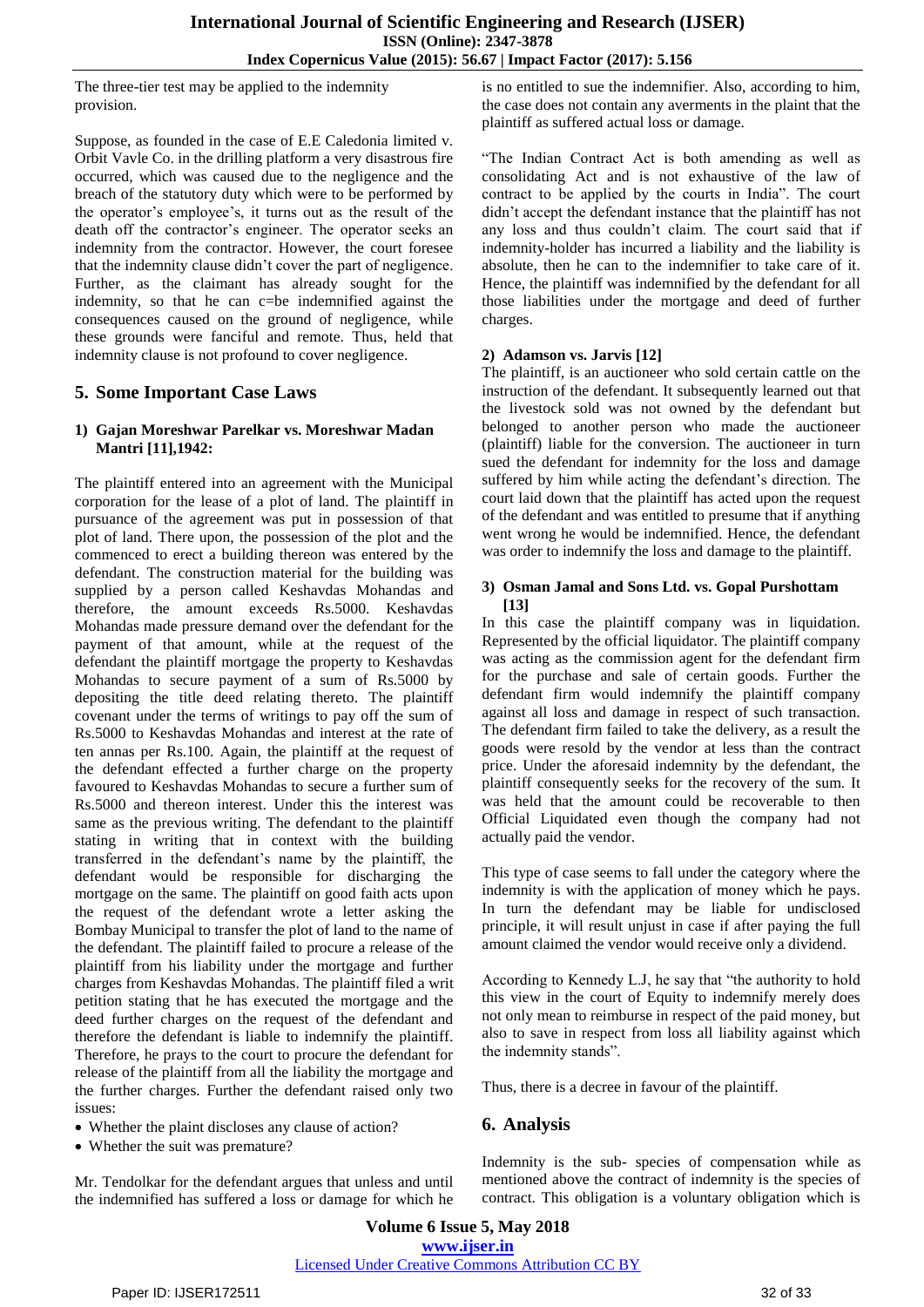The three-tier test may be applied to the indemnity provision.

Suppose, as founded in the case of E.E Caledonia limited v. Orbit Vavle Co. in the drilling platform a very disastrous fire occurred, which was caused due to the negligence and the breach of the statutory duty which were to be performed by the operator's employee's, it turns out as the result of the death off the contractor's engineer. The operator seeks an indemnity from the contractor. However, the court foresee that the indemnity clause didn't cover the part of negligence. Further, as the claimant has already sought for the indemnity, so that he can c=be indemnified against the consequences caused on the ground of negligence, while these grounds were fanciful and remote. Thus, held that indemnity clause is not profound to cover negligence.

## 5. Some Important Case Laws

### 1) Gajan Moreshwar Parelkar vs. Moreshwar Madan Mantri [11],1942:

The plaintiff entered into an agreement with the Municipal corporation for the lease of a plot of land. The plaintiff in pursuance of the agreement was put in possession of that plot of land. There upon, the possession of the plot and the commenced to erect a building thereon was entered by the defendant. The construction material for the building was supplied by a person called Keshavdas Mohandas and therefore, the amount exceeds Rs.5000. Keshavdas Mohandas made pressure demand over the defendant for the payment of that amount, while at the request of the defendant the plaintiff mortgage the property to Keshavdas Mohandas to secure payment of a sum of Rs.5000 by depositing the title deed relating thereto. The plaintiff covenant under the terms of writings to pay off the sum of Rs.5000 to Keshavdas Mohandas and interest at the rate of ten annas per Rs.100. Again, the plaintiff at the request of the defendant effected a further charge on the property favoured to Keshavdas Mohandas to secure a further sum of Rs.5000 and thereon interest. Under this the interest was same as the previous writing. The defendant to the plaintiff stating in writing that in context with the building transferred in the defendant's name by the plaintiff, the defendant would be responsible for discharging the mortgage on the same. The plaintiff on good faith acts upon the request of the defendant wrote a letter asking the Bombay Municipal to transfer the plot of land to the name of the defendant. The plaintiff failed to procure a release of the plaintiff from his liability under the mortgage and further charges from Keshavdas Mohandas. The plaintiff filed a writ petition stating that he has executed the mortgage and the deed further charges on the request of the defendant and therefore the defendant is liable to indemnify the plaintiff. Therefore, he prays to the court to procure the defendant for release of the plaintiff from all the liability the mortgage and the further charges. Further the defendant raised only two issues:

- Whether the plaint discloses any clause of action?
- Whether the suit was premature?

Mr. Tendolkar for the defendant argues that unless and until the indemnified has suffered a loss or damage for which he is no entitled to sue the indemnifier. Also, according to him, the case does not contain any averments in the plaint that the plaintiff as suffered actual loss or damage.

"The Indian Contract Act is both amending as well as consolidating Act and is not exhaustive of the law of contract to be applied by the courts in India". The court didn't accept the defendant instance that the plaintiff has not any loss and thus couldn't claim. The court said that if indemnity-holder has incurred a liability and the liability is absolute, then he can to the indemnifier to take care of it. Hence, the plaintiff was indemnified by the defendant for all those liabilities under the mortgage and deed of further charges.

### 2) Adamson vs. Jarvis [12]

The plaintiff, is an auctioneer who sold certain cattle on the instruction of the defendant. It subsequently learned out that the livestock sold was not owned by the defendant but belonged to another person who made the auctioneer (plaintiff) liable for the conversion. The auctioneer in turn sued the defendant for indemnity for the loss and damage suffered by him while acting the defendant's direction. The court laid down that the plaintiff has acted upon the request of the defendant and was entitled to presume that if anything went wrong he would be indemnified. Hence, the defendant was order to indemnify the loss and damage to the plaintiff.

### 3) Osman Jamal and Sons Ltd. vs. Gopal Purshottam [13]

In this case the plaintiff company was in liquidation. Represented by the official liquidator. The plaintiff company was acting as the commission agent for the defendant firm for the purchase and sale of certain goods. Further the defendant firm would indemnify the plaintiff company against all loss and damage in respect of such transaction. The defendant firm failed to take the delivery, as a result the goods were resold by the vendor at less than the contract price. Under the aforesaid indemnity by the defendant, the plaintiff company consequently seeks for the recovery of the sum. It was held that the amount could be recoverable to then Official Liquidated even though the company had not actually paid the vendor.

This type of case seems to fall under the category where the indemnity is with the application of money which he pays. In turn the defendant may be liable for undisclosed principle, it will result unjust in case if after paying the full amount claimed the vendor would receive only a dividend.

According to Kennedy L.J, he say that "the authority to hold this view in the court of Equity to indemnify merely does not only mean to reimburse in respect of the paid money, but also to save in respect from loss all liability against which the indemnity stands".

Thus, there is a decree in favour of the plaintiff.

## 6. Analysis

Indemnity is the sub- species of compensation while as mentioned above the contract of indemnity is the species of contract. This obligation is a voluntary obligation which is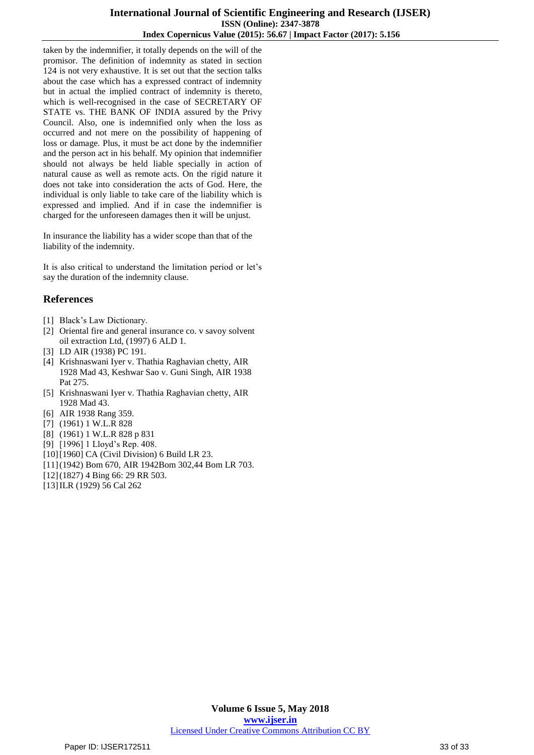taken by the indemnifier, it totally depends on the will of the promisor. The definition of indemnity as stated in section 124 is not very exhaustive. It is set out that the section talks about the case which has a expressed contract of indemnity but in actual the implied contract of indemnity is thereto, which is well-recognised in the case of SECRETARY OF STATE vs. THE BANK OF INDIA assured by the Privy Council. Also, one is indemnified only when the loss as occurred and not mere on the possibility of happening of loss or damage. Plus, it must be act done by the indemnifier and the person act in his behalf. My opinion that indemnifier should not always be held liable specially in action of natural cause as well as remote acts. On the rigid nature it does not take into consideration the acts of God. Here, the individual is only liable to take care of the liability which is expressed and implied. And if in case the indemnifier is charged for the unforeseen damages then it will be unjust.

In insurance the liability has a wider scope than that of the liability of the indemnity.

It is also critical to understand the limitation period or let's say the duration of the indemnity clause.

## References

- [1] Black's Law Dictionary.
- [2] Oriental fire and general insurance co. v savoy solvent oil extraction Ltd, (1997) 6 ALD 1.
- [3] LD AIR (1938) PC 191.
- [4] Krishnaswani Iyer v. Thathia Raghavian chetty, AIR 1928 Mad 43, Keshwar Sao v. Guni Singh, AIR 1938 Pat 275.
- [5] Krishnaswani Iyer v. Thathia Raghavian chetty, AIR 1928 Mad 43.
- [6] AIR 1938 Rang 359.
- [7] (1961) 1 W.L.R 828
- [8] (1961) 1 W.L.R 828 p 831
- [9] [1996] 1 Lloyd's Rep. 408.
- [10] [1960] CA (Civil Division) 6 Build LR 23.
- [11] (1942) Bom 670, AIR 1942Bom 302,44 Bom LR 703.
- [12] (1827) 4 Bing 66: 29 RR 503.
- [13] ILR (1929) 56 Cal 262